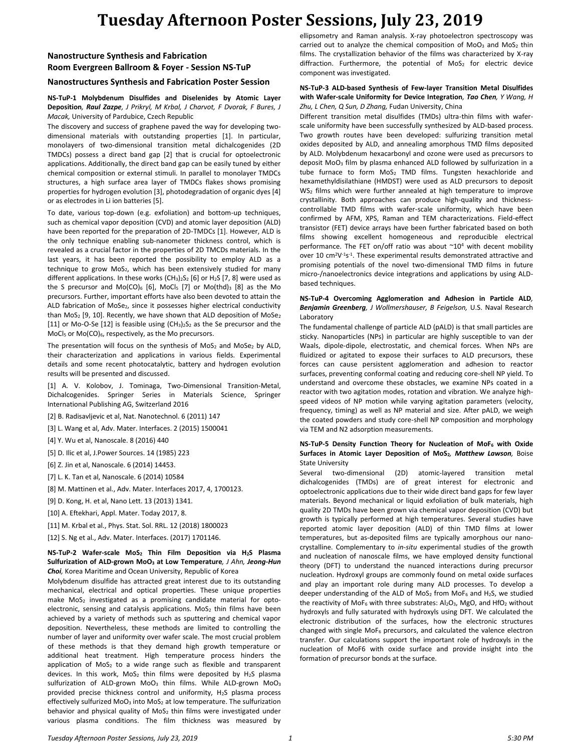# Tuesday Afternoon Poster Sessions, July 23, 2019

## Nanostructure Synthesis and Fabrication
## Room Evergreen Ballroom & Foyer - Session NS-TuP

### Nanostructures Synthesis and Fabrication Poster Session

**NS-TuP-1 Molybdenum Disulfides and Diselenides by Atomic Layer Deposition**, ***Raul Zazpe**, J Prikryl, M Krbal, J Charvot, F Dvorak, F Bures, J Macak,* University of Pardubice, Czech Republic

The discovery and success of graphene paved the way for developing two-dimensional materials with outstanding properties [1]. In particular, monolayers of two-dimensional transition metal dichalcogenides (2D TMDCs) possess a direct band gap [2] that is crucial for optoelectronic applications. Additionally, the direct band gap can be easily tuned by either chemical composition or external stimuli. In parallel to monolayer TMDCs structures, a high surface area layer of TMDCs flakes shows promising properties for hydrogen evolution [3], photodegradation of organic dyes [4] or as electrodes in Li ion batteries [5].

To date, various top-down (e.g. exfoliation) and bottom-up techniques, such as chemical vapor deposition (CVD) and atomic layer deposition (ALD) have been reported for the preparation of 2D-TMDCs [1]. However, ALD is the only technique enabling sub-nanometer thickness control, which is revealed as a crucial factor in the properties of 2D TMCDs materials. In the last years, it has been reported the possibility to employ ALD as a technique to grow $MoS_2$, which has been extensively studied for many different applications. In these works $(CH_3)_2S_2$ [6] or $H_2S$ [7, 8] were used as the S precursor and $Mo(CO)_6$ [6], $MoCl_5$ [7] or $Mo(thd)_3$ [8] as the Mo precursors. Further, important efforts have also been devoted to attain the ALD fabrication of $MoSe_2$, since it possesses higher electrical conductivity than $MoS_2$ [9, 10]. Recently, we have shown that ALD deposition of $MoSe_2$ [11] or Mo-O-Se [12] is feasible using $(CH_3)_2S_2$ as the Se precursor and the $MoCl_5$ or $Mo(CO)_6$, respectively, as the Mo precursors.

The presentation will focus on the synthesis of $MoS_2$ and $MoSe_2$ by ALD, their characterization and applications in various fields. Experimental details and some recent photocatalytic, battery and hydrogen evolution results will be presented and discussed.

[1] A. V. Kolobov, J. Tominaga, Two-Dimensional Transition-Metal, Dichalcogenides. Springer Series in Materials Science, Springer International Publishing AG, Switzerland 2016

[2] B. Radisavljevic et al, Nat. Nanotechnol. 6 (2011) 147

[3] L. Wang et al, Adv. Mater. Interfaces. 2 (2015) 1500041

[4] Y. Wu et al, Nanoscale. 8 (2016) 440

[5] D. Ilic et al, J.Power Sources. 14 (1985) 223

[6] Z. Jin et al, Nanoscale. 6 (2014) 14453.

[7] L. K. Tan et al, Nanoscale. 6 (2014) 10584

[8] M. Mattinen et al., Adv. Mater. Interfaces 2017, 4, 1700123.

[9] D. Kong, H. et al, Nano Lett. 13 (2013) 1341.

[10] A. Eftekhari, Appl. Mater. Today 2017, 8.

[11] M. Krbal et al., Phys. Stat. Sol. RRL. 12 (2018) 1800023

[12] S. Ng et al., Adv. Mater. Interfaces. (2017) 1701146.

**NS-TuP-2 Wafer-scale $MoS_2$ Thin Film Deposition via $H_2S$ Plasma Sulfurization of ALD-grown $MoO_3$ at Low Temperature**, *J Ahn, **Jeong-Hun Choi**,* Korea Maritime and Ocean University, Republic of Korea

Molybdenum disulfide has attracted great interest due to its outstanding mechanical, electrical and optical properties. These unique properties make $MoS_2$ investigated as a promising candidate material for opto-electronic, sensing and catalysis applications. $MoS_2$ thin films have been achieved by a variety of methods such as sputtering and chemical vapor deposition. Nevertheless, these methods are limited to controlling the number of layer and uniformity over wafer scale. The most crucial problem of these methods is that they demand high growth temperature or additional heat treatment. High temperature process hinders the application of $MoS_2$ to a wide range such as flexible and transparent devices. In this work, $MoS_2$ thin films were deposited by $H_2S$ plasma sulfurization of ALD-grown $MoO_3$ thin films. While ALD-grown $MoO_3$ provided precise thickness control and uniformity, $H_2S$ plasma process effectively sulfurized $MoO_3$ into $MoS_2$ at low temperature. The sulfurization behavior and physical quality of $MoS_2$ thin films were investigated under various plasma conditions. The film thickness was measured by ellipsometry and Raman analysis. X-ray photoelectron spectroscopy was carried out to analyze the chemical composition of $MoO_3$ and $MoS_2$ thin films. The crystallization behavior of the films was characterized by X-ray diffraction. Furthermore, the potential of $MoS_2$ for electric device component was investigated.

**NS-TuP-3 ALD-based Synthesis of Few-layer Transition Metal Disulfides with Wafer-scale Uniformity for Device Integration**, ***Tao Chen**, Y Wang, H Zhu, L Chen, Q Sun, D Zhang,* Fudan University, China

Different transition metal disulfides (TMDs) ultra-thin films with wafer-scale uniformity have been successfully synthesized by ALD-based process. Two growth routes have been developed: sulfurizing transition metal oxides deposited by ALD, and annealing amorphous TMD films deposited by ALD. Molybdenum hexacarbonyl and ozone were used as precursors to deposit $MoO_3$ film by plasma enhanced ALD followed by sulfurization in a tube furnace to form $MoS_2$ TMD films. Tungsten hexachloride and hexamethyldisilathiane (HMDST) were used as ALD precursors to deposit $WS_2$ films which were further annealed at high temperature to improve crystallinity. Both approaches can produce high-quality and thickness-controllable TMD films with wafer-scale uniformity, which have been confirmed by AFM, XPS, Raman and TEM characterizations. Field-effect transistor (FET) device arrays have been further fabricated based on both films showing excellent homogeneous and reproducible electrical performance. The FET on/off ratio was about ~$10^4$ with decent mobility over 10 $cm^2V^{-1}s^{-1}$. These experimental results demonstrated attractive and promising potentials of the novel two-dimensional TMD films in future micro-/nanoelectronics device integrations and applications by using ALD-based techniques.

**NS-TuP-4 Overcoming Agglomeration and Adhesion in Particle ALD**, ***Benjamin Greenberg**, J Wollmershauser, B Feigelson,* U.S. Naval Research Laboratory

The fundamental challenge of particle ALD (pALD) is that small particles are sticky. Nanoparticles (NPs) in particular are highly susceptible to van der Waals, dipole-dipole, electrostatic, and chemical forces. When NPs are fluidized or agitated to expose their surfaces to ALD precursors, these forces can cause persistent agglomeration and adhesion to reactor surfaces, preventing conformal coating and reducing core-shell NP yield. To understand and overcome these obstacles, we examine NPs coated in a reactor with two agitation modes, rotation and vibration. We analyze high-speed videos of NP motion while varying agitation parameters (velocity, frequency, timing) as well as NP material and size. After pALD, we weigh the coated powders and study core-shell NP composition and morphology via TEM and N2 adsorption measurements.

**NS-TuP-5 Density Function Theory for Nucleation of $MoF_6$ with Oxide Surfaces in Atomic Layer Deposition of $MoS_2$**, ***Matthew Lawson**,* Boise State University

Several two-dimensional (2D) atomic-layered transition metal dichalcogenides (TMDs) are of great interest for electronic and optoelectronic applications due to their wide direct band gaps for few layer materials. Beyond mechanical or liquid exfoliation of bulk materials, high quality 2D TMDs have been grown via chemical vapor deposition (CVD) but growth is typically performed at high temperatures. Several studies have reported atomic layer deposition (ALD) of thin TMD films at lower temperatures, but as-deposited films are typically amorphous our nano-crystalline. Complementary to *in-situ* experimental studies of the growth and nucleation of nanoscale films, we have employed density functional theory (DFT) to understand the nuanced interactions during precursor nucleation. Hydroxyl groups are commonly found on metal oxide surfaces and play an important role during many ALD processes. To develop a deeper understanding of the ALD of $MoS_2$ from $MoF_6$ and $H_2S$, we studied the reactivity of $MoF_6$ with three substrates: $Al_2O_3$, MgO, and $HfO_2$ without hydroxyls and fully saturated with hydroxyls using DFT. We calculated the electronic distribution of the surfaces, how the electronic structures changed with single $MoF_6$ precursors, and calculated the valence electron transfer. Our calculations support the important role of hydroxyls in the nucleation of MoF6 with oxide surface and provide insight into the formation of precursor bonds at the surface.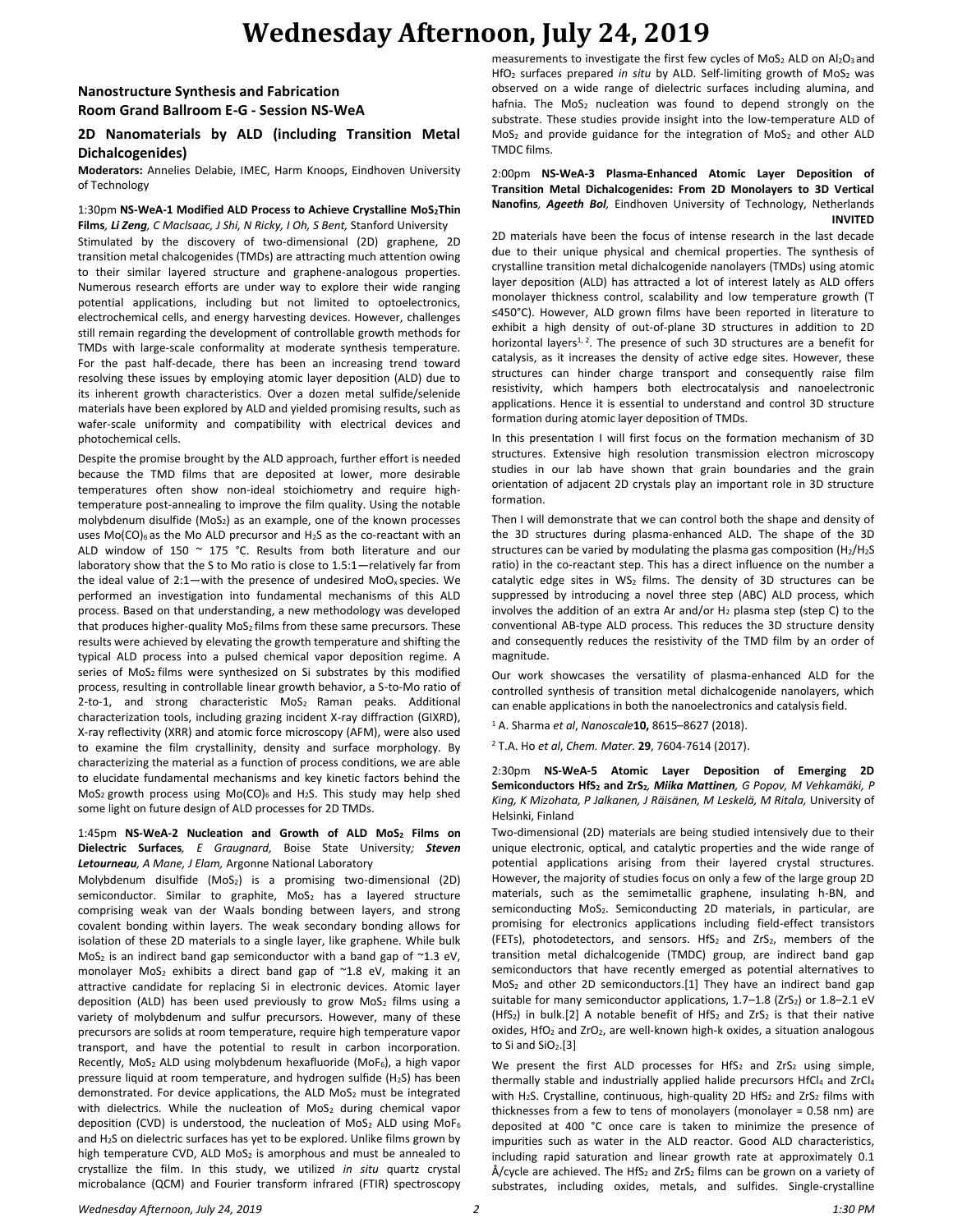# Wednesday Afternoon, July 24, 2019

## Nanostructure Synthesis and Fabrication
## Room Grand Ballroom E-G - Session NS-WeA

### 2D Nanomaterials by ALD (including Transition Metal Dichalcogenides)

**Moderators:** Annelies Delabie, IMEC, Harm Knoops, Eindhoven University of Technology

1:30pm **NS-WeA-1 Modified ALD Process to Achieve Crystalline $MoS_2$ Thin Films**, ***Li Zeng**, C MacIsaac, J Shi, N Ricky, I Oh, S Bent,* Stanford University

Stimulated by the discovery of two-dimensional (2D) graphene, 2D transition metal chalcogenides (TMDs) are attracting much attention owing to their similar layered structure and graphene-analogous properties. Numerous research efforts are under way to explore their wide ranging potential applications, including but not limited to optoelectronics, electrochemical cells, and energy harvesting devices. However, challenges still remain regarding the development of controllable growth methods for TMDs with large-scale conformality at moderate synthesis temperature. For the past half-decade, there has been an increasing trend toward resolving these issues by employing atomic layer deposition (ALD) due to its inherent growth characteristics. Over a dozen metal sulfide/selenide materials have been explored by ALD and yielded promising results, such as wafer-scale uniformity and compatibility with electrical devices and photochemical cells.

Despite the promise brought by the ALD approach, further effort is needed because the TMD films that are deposited at lower, more desirable temperatures often show non-ideal stoichiometry and require high-temperature post-annealing to improve the film quality. Using the notable molybdenum disulfide ($MoS_2$) as an example, one of the known processes uses $Mo(CO)_6$ as the Mo ALD precursor and $H_2S$ as the co-reactant with an ALD window of 150 ~ 175 °C. Results from both literature and our laboratory show that the S to Mo ratio is close to 1.5:1—relatively far from the ideal value of 2:1—with the presence of undesired $MoO_x$ species. We performed an investigation into fundamental mechanisms of this ALD process. Based on that understanding, a new methodology was developed that produces higher-quality $MoS_2$ films from these same precursors. These results were achieved by elevating the growth temperature and shifting the typical ALD process into a pulsed chemical vapor deposition regime. A series of $MoS_2$ films were synthesized on Si substrates by this modified process, resulting in controllable linear growth behavior, a S-to-Mo ratio of 2-to-1, and strong characteristic $MoS_2$ Raman peaks. Additional characterization tools, including grazing incident X-ray diffraction (GIXRD), X-ray reflectivity (XRR) and atomic force microscopy (AFM), were also used to examine the film crystallinity, density and surface morphology. By characterizing the material as a function of process conditions, we are able to elucidate fundamental mechanisms and key kinetic factors behind the $MoS_2$ growth process using $Mo(CO)_6$ and $H_2S$. This study may help shed some light on future design of ALD processes for 2D TMDs.

1:45pm **NS-WeA-2 Nucleation and Growth of ALD $MoS_2$ Films on Dielectric Surfaces**, *E Graugnard,* Boise State University*; **Steven Letourneau**, A Mane, J Elam,* Argonne National Laboratory

Molybdenum disulfide ($MoS_2$) is a promising two-dimensional (2D) semiconductor. Similar to graphite, $MoS_2$ has a layered structure comprising weak van der Waals bonding between layers, and strong covalent bonding within layers. The weak secondary bonding allows for isolation of these 2D materials to a single layer, like graphene. While bulk $MoS_2$ is an indirect band gap semiconductor with a band gap of ~1.3 eV, monolayer $MoS_2$ exhibits a direct band gap of ~1.8 eV, making it an attractive candidate for replacing Si in electronic devices. Atomic layer deposition (ALD) has been used previously to grow $MoS_2$ films using a variety of molybdenum and sulfur precursors. However, many of these precursors are solids at room temperature, require high temperature vapor transport, and have the potential to result in carbon incorporation. Recently, $MoS_2$ ALD using molybdenum hexafluoride ($MoF_6$), a high vapor pressure liquid at room temperature, and hydrogen sulfide ($H_2S$) has been demonstrated. For device applications, the ALD $MoS_2$ must be integrated with dielectrics. While the nucleation of $MoS_2$ during chemical vapor deposition (CVD) is understood, the nucleation of $MoS_2$ ALD using $MoF_6$ and $H_2S$ on dielectric surfaces has yet to be explored. Unlike films grown by high temperature CVD, ALD $MoS_2$ is amorphous and must be annealed to crystallize the film. In this study, we utilized *in situ* quartz crystal microbalance (QCM) and Fourier transform infrared (FTIR) spectroscopy measurements to investigate the first few cycles of $MoS_2$ ALD on $Al_2O_3$ and $HfO_2$ surfaces prepared *in situ* by ALD. Self-limiting growth of $MoS_2$ was observed on a wide range of dielectric surfaces including alumina, and hafnia. The $MoS_2$ nucleation was found to depend strongly on the substrate. These studies provide insight into the low-temperature ALD of $MoS_2$ and provide guidance for the integration of $MoS_2$ and other ALD TMDC films.

2:00pm **NS-WeA-3 Plasma-Enhanced Atomic Layer Deposition of Transition Metal Dichalcogenides: From 2D Monolayers to 3D Vertical Nanofins**, ***Ageeth Bol**,* Eindhoven University of Technology, Netherlands **INVITED**

2D materials have been the focus of intense research in the last decade due to their unique physical and chemical properties. The synthesis of crystalline transition metal dichalcogenide nanolayers (TMDs) using atomic layer deposition (ALD) has attracted a lot of interest lately as ALD offers monolayer thickness control, scalability and low temperature growth (T ≤450°C). However, ALD grown films have been reported in literature to exhibit a high density of out-of-plane 3D structures in addition to 2D horizontal layers[1, 2]. The presence of such 3D structures are a benefit for catalysis, as it increases the density of active edge sites. However, these structures can hinder charge transport and consequently raise film resistivity, which hampers both electrocatalysis and nanoelectronic applications. Hence it is essential to understand and control 3D structure formation during atomic layer deposition of TMDs.

In this presentation I will first focus on the formation mechanism of 3D structures. Extensive high resolution transmission electron microscopy studies in our lab have shown that grain boundaries and the grain orientation of adjacent 2D crystals play an important role in 3D structure formation.

Then I will demonstrate that we can control both the shape and density of the 3D structures during plasma-enhanced ALD. The shape of the 3D structures can be varied by modulating the plasma gas composition ($H_2/H_2S$ ratio) in the co-reactant step. This has a direct influence on the number a catalytic edge sites in $WS_2$ films. The density of 3D structures can be suppressed by introducing a novel three step (ABC) ALD process, which involves the addition of an extra Ar and/or $H_2$ plasma step (step C) to the conventional AB-type ALD process. This reduces the 3D structure density and consequently reduces the resistivity of the TMD film by an order of magnitude.

Our work showcases the versatility of plasma-enhanced ALD for the controlled synthesis of transition metal dichalcogenide nanolayers, which can enable applications in both the nanoelectronics and catalysis field.

[1] A. Sharma *et al*, *Nanoscale* **10,** 8615–8627 (2018).

[2] T.A. Ho *et al*, *Chem. Mater.* **29**, 7604-7614 (2017).

2:30pm **NS-WeA-5 Atomic Layer Deposition of Emerging 2D Semiconductors $HfS_2$ and $ZrS_2$**, ***Miika Mattinen**, G Popov, M Vehkamäki, P King, K Mizohata, P Jalkanen, J Räisänen, M Leskelä, M Ritala,* University of Helsinki, Finland

Two-dimensional (2D) materials are being studied intensively due to their unique electronic, optical, and catalytic properties and the wide range of potential applications arising from their layered crystal structures. However, the majority of studies focus on only a few of the large group 2D materials, such as the semimetallic graphene, insulating h-BN, and semiconducting $MoS_2$. Semiconducting 2D materials, in particular, are promising for electronics applications including field-effect transistors (FETs), photodetectors, and sensors. $HfS_2$ and $ZrS_2$, members of the transition metal dichalcogenide (TMDC) group, are indirect band gap semiconductors that have recently emerged as potential alternatives to $MoS_2$ and other 2D semiconductors.[1] They have an indirect band gap suitable for many semiconductor applications, 1.7–1.8 ($ZrS_2$) or 1.8–2.1 eV ($HfS_2$) in bulk.[2] A notable benefit of $HfS_2$ and $ZrS_2$ is that their native oxides, $HfO_2$ and $ZrO_2$, are well-known high-k oxides, a situation analogous to Si and $SiO_2$.[3]

We present the first ALD processes for $HfS_2$ and $ZrS_2$ using simple, thermally stable and industrially applied halide precursors $HfCl_4$ and $ZrCl_4$ with $H_2S$. Crystalline, continuous, high-quality 2D $HfS_2$ and $ZrS_2$ films with thicknesses from a few to tens of monolayers (monolayer = 0.58 nm) are deposited at 400 °C once care is taken to minimize the presence of impurities such as water in the ALD reactor. Good ALD characteristics, including rapid saturation and linear growth rate at approximately 0.1 Å/cycle are achieved. The $HfS_2$ and $ZrS_2$ films can be grown on a variety of substrates, including oxides, metals, and sulfides. Single-crystalline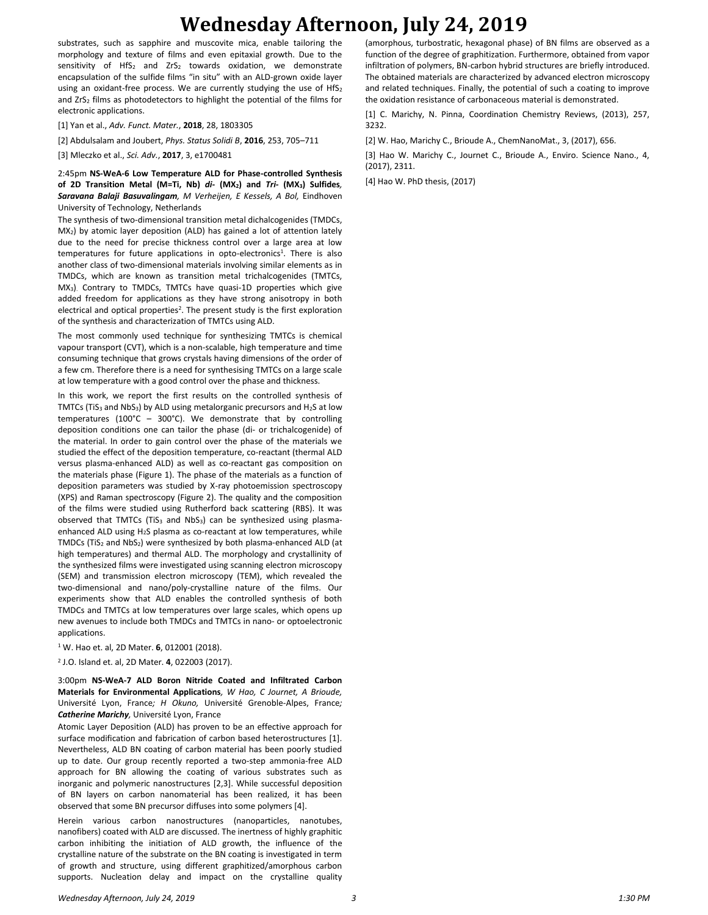substrates, such as sapphire and muscovite mica, enable tailoring the morphology and texture of films and even epitaxial growth. Due to the sensitivity of $HfS_2$ and $ZrS_2$ towards oxidation, we demonstrate encapsulation of the sulfide films "in situ" with an ALD-grown oxide layer using an oxidant-free process. We are currently studying the use of $HfS_2$ and $ZrS_2$ films as photodetectors to highlight the potential of the films for electronic applications.

[1] Yan et al., *Adv. Funct. Mater.*, **2018**, 28, 1803305

[2] Abdulsalam and Joubert, *Phys. Status Solidi B*, **2016**, 253, 705–711

[3] Mleczko et al., *Sci. Adv.*, **2017**, 3, e1700481

2:45pm **NS-WeA-6 Low Temperature ALD for Phase-controlled Synthesis of 2D Transition Metal (M=Ti, Nb) *di-* ($MX_2$) and *Tri-* ($MX_3$) Sulfides**, ***Saravana Balaji Basuvalingam***, *M Verheijen, E Kessels, A Bol,* Eindhoven University of Technology, Netherlands

The synthesis of two-dimensional transition metal dichalcogenides (TMDCs, $MX_2$) by atomic layer deposition (ALD) has gained a lot of attention lately due to the need for precise thickness control over a large area at low temperatures for future applications in opto-electronics[1]. There is also another class of two-dimensional materials involving similar elements as in TMDCs, which are known as transition metal trichalcogenides (TMTCs, $MX_3$). Contrary to TMDCs, TMTCs have quasi-1D properties which give added freedom for applications as they have strong anisotropy in both electrical and optical properties[2]. The present study is the first exploration of the synthesis and characterization of TMTCs using ALD.

The most commonly used technique for synthesizing TMTCs is chemical vapour transport (CVT), which is a non-scalable, high temperature and time consuming technique that grows crystals having dimensions of the order of a few cm. Therefore there is a need for synthesising TMTCs on a large scale at low temperature with a good control over the phase and thickness.

In this work, we report the first results on the controlled synthesis of TMTCs ($TiS_3$ and $NbS_3$) by ALD using metalorganic precursors and $H_2S$ at low temperatures (100°C – 300°C). We demonstrate that by controlling deposition conditions one can tailor the phase (di- or trichalcogenide) of the material. In order to gain control over the phase of the materials we studied the effect of the deposition temperature, co-reactant (thermal ALD versus plasma-enhanced ALD) as well as co-reactant gas composition on the materials phase (Figure 1). The phase of the materials as a function of deposition parameters was studied by X-ray photoemission spectroscopy (XPS) and Raman spectroscopy (Figure 2). The quality and the composition of the films were studied using Rutherford back scattering (RBS). It was observed that TMTCs ($TiS_3$ and $NbS_3$) can be synthesized using plasma-enhanced ALD using $H_2S$ plasma as co-reactant at low temperatures, while TMDCs ($TiS_2$ and $NbS_2$) were synthesized by both plasma-enhanced ALD (at high temperatures) and thermal ALD. The morphology and crystallinity of the synthesized films were investigated using scanning electron microscopy (SEM) and transmission electron microscopy (TEM), which revealed the two-dimensional and nano/poly-crystalline nature of the films. Our experiments show that ALD enables the controlled synthesis of both TMDCs and TMTCs at low temperatures over large scales, which opens up new avenues to include both TMDCs and TMTCs in nano- or optoelectronic applications.

[1] W. Hao et. al, 2D Mater. **6**, 012001 (2018).

[2] J.O. Island et. al, 2D Mater. **4**, 022003 (2017).

3:00pm **NS-WeA-7 ALD Boron Nitride Coated and Infiltrated Carbon Materials for Environmental Applications**, *W Hao, C Journet, A Brioude,* Université Lyon, France*; H Okuno,* Université Grenoble-Alpes, France*;* ***Catherine Marichy***, Université Lyon, France

Atomic Layer Deposition (ALD) has proven to be an effective approach for surface modification and fabrication of carbon based heterostructures [1]. Nevertheless, ALD BN coating of carbon material has been poorly studied up to date. Our group recently reported a two-step ammonia-free ALD approach for BN allowing the coating of various substrates such as inorganic and polymeric nanostructures [2,3]. While successful deposition of BN layers on carbon nanomaterial has been realized, it has been observed that some BN precursor diffuses into some polymers [4].

Herein various carbon nanostructures (nanoparticles, nanotubes, nanofibers) coated with ALD are discussed. The inertness of highly graphitic carbon inhibiting the initiation of ALD growth, the influence of the crystalline nature of the substrate on the BN coating is investigated in term of growth and structure, using different graphitized/amorphous carbon supports. Nucleation delay and impact on the crystalline quality (amorphous, turbostratic, hexagonal phase) of BN films are observed as a function of the degree of graphitization. Furthermore, obtained from vapor infiltration of polymers, BN-carbon hybrid structures are briefly introduced. The obtained materials are characterized by advanced electron microscopy and related techniques. Finally, the potential of such a coating to improve the oxidation resistance of carbonaceous material is demonstrated.

[1] C. Marichy, N. Pinna, Coordination Chemistry Reviews, (2013), 257, 3232.

[2] W. Hao, Marichy C., Brioude A., ChemNanoMat., 3, (2017), 656.

[3] Hao W. Marichy C., Journet C., Brioude A., Enviro. Science Nano., 4, (2017), 2311.

[4] Hao W. PhD thesis, (2017)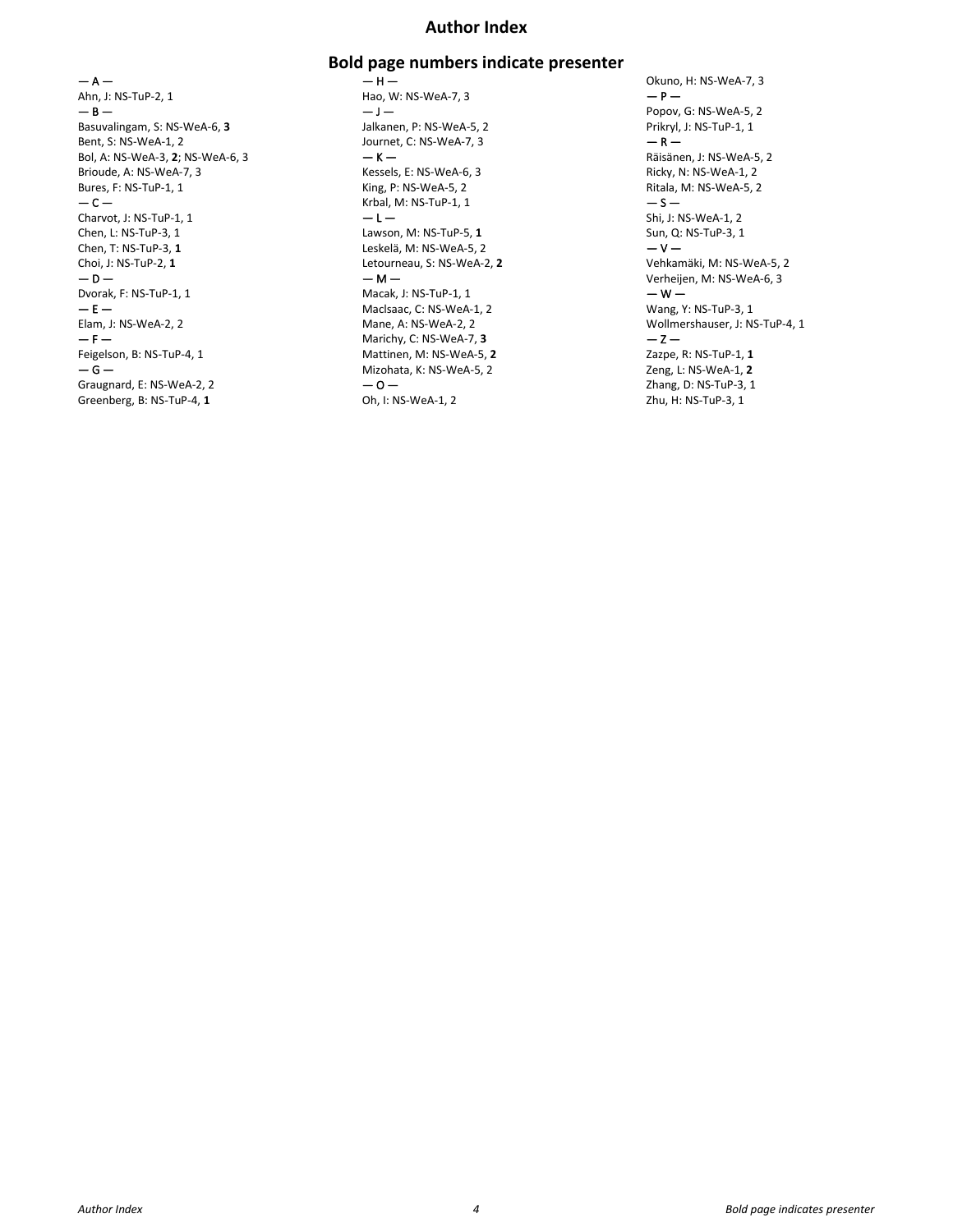# Author Index

## Bold page numbers indicate presenter

— A —
Ahn, J: NS-TuP-2, 1
— B —
Basuvalingam, S: NS-WeA-6, **3**
Bent, S: NS-WeA-1, 2
Bol, A: NS-WeA-3, **2**; NS-WeA-6, 3
Brioude, A: NS-WeA-7, 3
Bures, F: NS-TuP-1, 1
— C —
Charvot, J: NS-TuP-1, 1
Chen, L: NS-TuP-3, 1
Chen, T: NS-TuP-3, **1**
Choi, J: NS-TuP-2, **1**
— D —
Dvorak, F: NS-TuP-1, 1
— E —
Elam, J: NS-WeA-2, 2
— F —
Feigelson, B: NS-TuP-4, 1
— G —
Graugnard, E: NS-WeA-2, 2
Greenberg, B: NS-TuP-4, **1**
— H —
Hao, W: NS-WeA-7, 3
— J —
Jalkanen, P: NS-WeA-5, 2
Journet, C: NS-WeA-7, 3
— K —
Kessels, E: NS-WeA-6, 3
King, P: NS-WeA-5, 2
Krbal, M: NS-TuP-1, 1
— L —
Lawson, M: NS-TuP-5, **1**
Leskelä, M: NS-WeA-5, 2
Letourneau, S: NS-WeA-2, **2**
— M —
Macak, J: NS-TuP-1, 1
MacIsaac, C: NS-WeA-1, 2
Mane, A: NS-WeA-2, 2
Marichy, C: NS-WeA-7, **3**
Mattinen, M: NS-WeA-5, **2**
Mizohata, K: NS-WeA-5, 2
— O —
Oh, I: NS-WeA-1, 2
Okuno, H: NS-WeA-7, 3
— P —
Popov, G: NS-WeA-5, 2
Prikryl, J: NS-TuP-1, 1
— R —
Räisänen, J: NS-WeA-5, 2
Ricky, N: NS-WeA-1, 2
Ritala, M: NS-WeA-5, 2
— S —
Shi, J: NS-WeA-1, 2
Sun, Q: NS-TuP-3, 1
— V —
Vehkamäki, M: NS-WeA-5, 2
Verheijen, M: NS-WeA-6, 3
— W —
Wang, Y: NS-TuP-3, 1
Wollmershauser, J: NS-TuP-4, 1
— Z —
Zazpe, R: NS-TuP-1, **1**
Zeng, L: NS-WeA-1, **2**
Zhang, D: NS-TuP-3, 1
Zhu, H: NS-TuP-3, 1